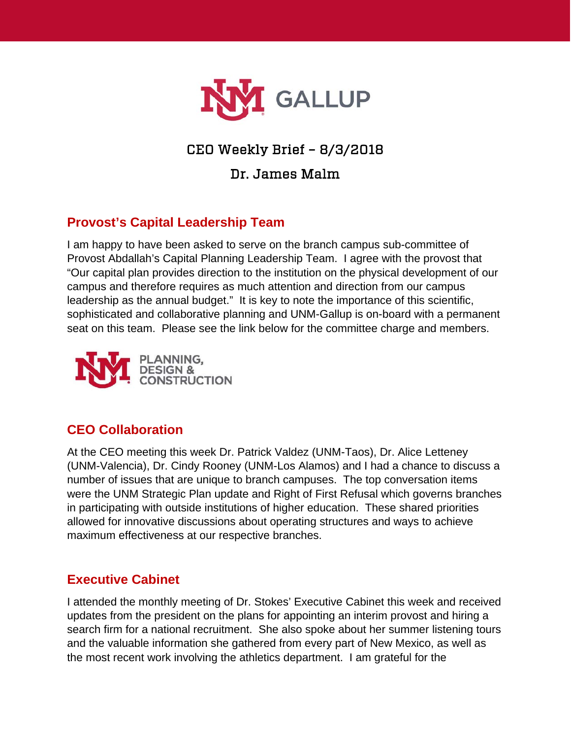# CEO Weekly Brief – 8/3/2018

## Dr. James Malm

### Provost's Capital Leadership Team

I am happy to have been asked to serve on the branch campus sub-committee of Provost Abdallah's Capital Planning Leadership Team. I agree with the provost that "Our capital plan provides direction to the institution on the physical development of our campus and therefore requires as much attention and direction from our campus leadership as the annual budget." It is key to note the importance of this scientific, sophisticated and collaborative planning and UNM-Gallup is on-board with a permanent seat on this team. Please see the link below for the committee charge and members.

PLANNING, DESIGN & CONSTRUCTION

### CEO Collaboration

At the CEO meeting this week Dr. Patrick Valdez (UNM-Taos), Dr. Alice Letteney (UNM-Valencia), Dr. Cindy Rooney (UNM-Los Alamos) and I had a chance to discuss a number of issues that are unique to branch campuses. The top conversation items were the UNM Strategic Plan update and Right of First Refusal which governs branches in participating with outside institutions of higher education. These shared priorities allowed for innovative discussions about operating structures and ways to achieve maximum effectiveness at our respective branches.

### Executive Cabinet

I attended the monthly meeting of Dr. Stokes' Executive Cabinet this week and received updates from the president on the plans for appointing an interim provost and hiring a search firm for a national recruitment. She also spoke about her summer listening tours and the valuable information she gathered from every part of New Mexico, as well as the most recent work involving the athletics department. I am grateful for the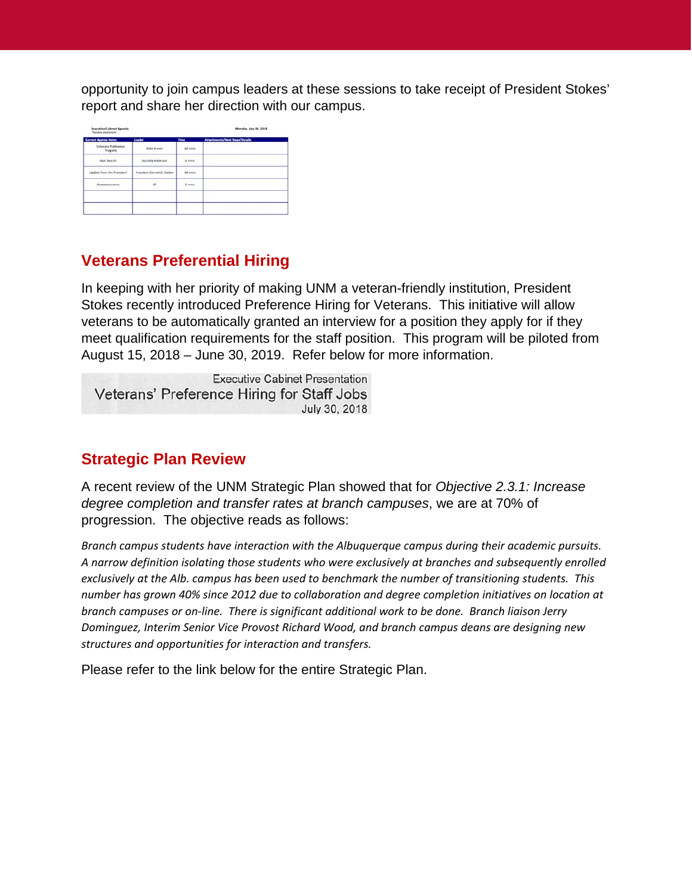opportunity to join campus leaders at these sessions to take receipt of President Stokes' report and share her direction with our campus.

**Executive Cabinet Agenda**
*\*denotes attachment*

**Monday, July 30, 2018**

| Current Agenda Items | Leader | Time | Attachments/Next Steps/Details |
|---|---|---|---|
| Veterans Preference Program | Mike Brown | 10 mins | |
| OUS Search | Dorothy Anderson | 5 mins | |
| Update from the President | President Garnett S. Stokes | 30 mins | |
| Roundtable | All | 5 mins | |
| | | | |
| | | | |

## Veterans Preferential Hiring

In keeping with her priority of making UNM a veteran-friendly institution, President Stokes recently introduced Preference Hiring for Veterans. This initiative will allow veterans to be automatically granted an interview for a position they apply for if they meet qualification requirements for the staff position. This program will be piloted from August 15, 2018 – June 30, 2019. Refer below for more information.

Executive Cabinet Presentation
Veterans' Preference Hiring for Staff Jobs
July 30, 2018

## Strategic Plan Review

A recent review of the UNM Strategic Plan showed that for *Objective 2.3.1: Increase degree completion and transfer rates at branch campuses*, we are at 70% of progression. The objective reads as follows:

*Branch campus students have interaction with the Albuquerque campus during their academic pursuits. A narrow definition isolating those students who were exclusively at branches and subsequently enrolled exclusively at the Alb. campus has been used to benchmark the number of transitioning students. This number has grown 40% since 2012 due to collaboration and degree completion initiatives on location at branch campuses or on-line. There is significant additional work to be done. Branch liaison Jerry Dominguez, Interim Senior Vice Provost Richard Wood, and branch campus deans are designing new structures and opportunities for interaction and transfers.*

Please refer to the link below for the entire Strategic Plan.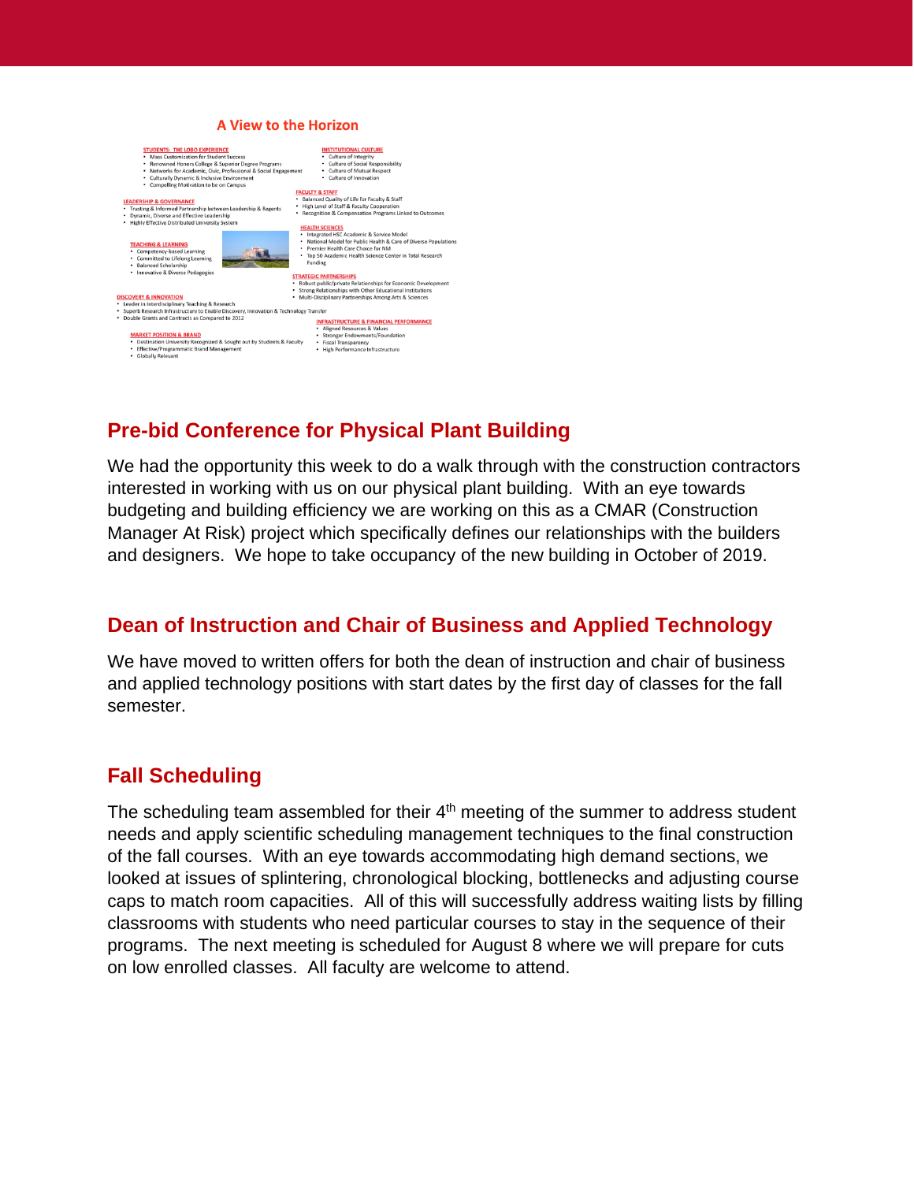## A View to the Horizon

**STUDENTS: THE LOBO EXPERIENCE**
- Mass Customization for Student Success
- Renowned Honors College & Superior Degree Programs
- Networks for Academic, Civic, Professional & Social Engagement
- Culturally Dynamic & Inclusive Environment
- Compelling Motivation to be on Campus

**INSTITUTIONAL CULTURE**
- Culture of Integrity
- Culture of Social Responsibility
- Culture of Mutual Respect
- Culture of Innovation

**FACULTY & STAFF**
- Balanced Quality of Life for Faculty & Staff
- High Level of Staff & Faculty Cooperation
- Recognition & Compensation Programs Linked to Outcomes

**LEADERSHIP & GOVERNANCE**
- Trusting & Informed Partnership between Leadership & Regents
- Dynamic, Diverse and Effective Leadership
- Highly Effective Distributed University System

**HEALTH SCIENCES**
- Integrated HSC Academic & Service Model
- National Model for Public Health & Care of Diverse Populations
- Premier Health Care Choice for NM
- Top 50 Academic Health Science Center in Total Research Funding

**TEACHING & LEARNING**
- Competency-based Learning
- Committed to Lifelong Learning
- Balanced Scholarship
- Innovative & Diverse Pedagogies

**STRATEGIC PARTNERSHIPS**
- Robust public/private Relationships for Economic Development
- Strong Relationships with Other Educational Institutions
- Multi-Disciplinary Partnerships Among Arts & Sciences

**DISCOVERY & INNOVATION**
- Leader in Interdisciplinary Teaching & Research
- Superb Research Infrastructure to Enable Discovery, Innovation & Technology Transfer
- Double Grants and Contracts as Compared to 2012

**INFRASTRUCTURE & FINANCIAL PERFORMANCE**
- Aligned Resources & Values
- Stronger Endowments/Foundation
- Fiscal Transparency
- High Performance Infrastructure

**MARKET POSITION & BRAND**
- Destination University Recognized & Sought out by Students & Faculty
- Effective/Programmatic Brand Management
- Globally Relevant

## Pre-bid Conference for Physical Plant Building

We had the opportunity this week to do a walk through with the construction contractors interested in working with us on our physical plant building. With an eye towards budgeting and building efficiency we are working on this as a CMAR (Construction Manager At Risk) project which specifically defines our relationships with the builders and designers. We hope to take occupancy of the new building in October of 2019.

## Dean of Instruction and Chair of Business and Applied Technology

We have moved to written offers for both the dean of instruction and chair of business and applied technology positions with start dates by the first day of classes for the fall semester.

## Fall Scheduling

The scheduling team assembled for their 4th meeting of the summer to address student needs and apply scientific scheduling management techniques to the final construction of the fall courses. With an eye towards accommodating high demand sections, we looked at issues of splintering, chronological blocking, bottlenecks and adjusting course caps to match room capacities. All of this will successfully address waiting lists by filling classrooms with students who need particular courses to stay in the sequence of their programs. The next meeting is scheduled for August 8 where we will prepare for cuts on low enrolled classes. All faculty are welcome to attend.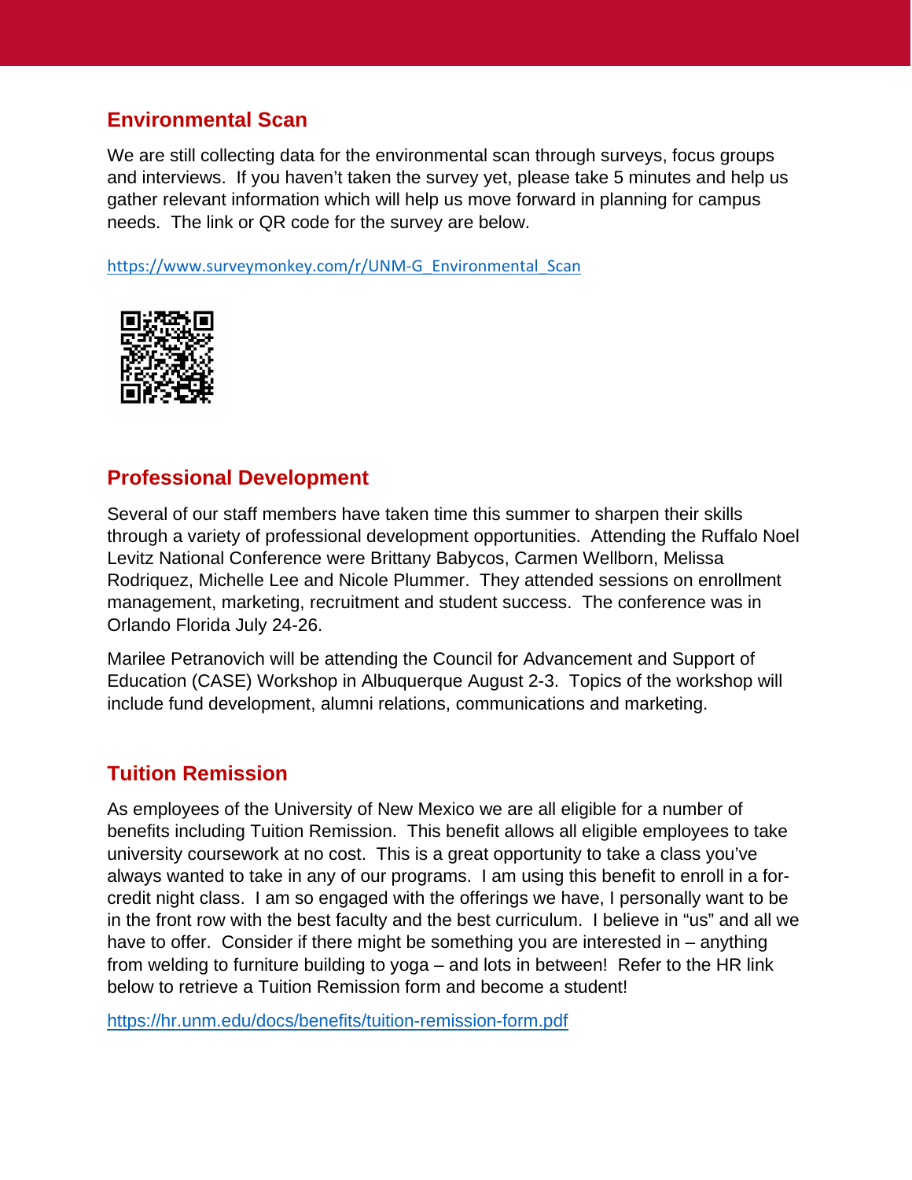## Environmental Scan

We are still collecting data for the environmental scan through surveys, focus groups and interviews. If you haven't taken the survey yet, please take 5 minutes and help us gather relevant information which will help us move forward in planning for campus needs. The link or QR code for the survey are below.

https://www.surveymonkey.com/r/UNM-G_Environmental_Scan

## Professional Development

Several of our staff members have taken time this summer to sharpen their skills through a variety of professional development opportunities. Attending the Ruffalo Noel Levitz National Conference were Brittany Babycos, Carmen Wellborn, Melissa Rodriquez, Michelle Lee and Nicole Plummer. They attended sessions on enrollment management, marketing, recruitment and student success. The conference was in Orlando Florida July 24-26.

Marilee Petranovich will be attending the Council for Advancement and Support of Education (CASE) Workshop in Albuquerque August 2-3. Topics of the workshop will include fund development, alumni relations, communications and marketing.

## Tuition Remission

As employees of the University of New Mexico we are all eligible for a number of benefits including Tuition Remission. This benefit allows all eligible employees to take university coursework at no cost. This is a great opportunity to take a class you've always wanted to take in any of our programs. I am using this benefit to enroll in a for-credit night class. I am so engaged with the offerings we have, I personally want to be in the front row with the best faculty and the best curriculum. I believe in "us" and all we have to offer. Consider if there might be something you are interested in – anything from welding to furniture building to yoga – and lots in between! Refer to the HR link below to retrieve a Tuition Remission form and become a student!

https://hr.unm.edu/docs/benefits/tuition-remission-form.pdf